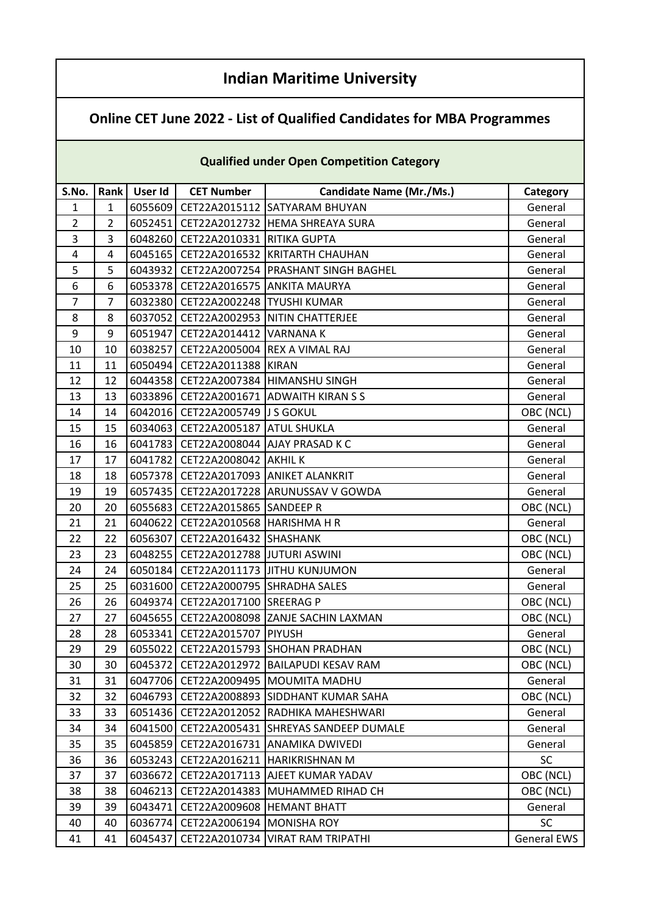# Indian Maritime University

## Online CET June 2022 - List of Qualified Candidates for MBA Programmes

### Qualified under Open Competition Category

| S.No. | Rank | User Id | CET Number | Candidate Name (Mr./Ms.) | Category |
|---|---|---|---|---|---|
| 1 | 1 | 6055609 | CET22A2015112 | SATYARAM BHUYAN | General |
| 2 | 2 | 6052451 | CET22A2012732 | HEMA SHREAYA SURA | General |
| 3 | 3 | 6048260 | CET22A2010331 | RITIKA GUPTA | General |
| 4 | 4 | 6045165 | CET22A2016532 | KRITARTH CHAUHAN | General |
| 5 | 5 | 6043932 | CET22A2007254 | PRASHANT SINGH BAGHEL | General |
| 6 | 6 | 6053378 | CET22A2016575 | ANKITA MAURYA | General |
| 7 | 7 | 6032380 | CET22A2002248 | TYUSHI KUMAR | General |
| 8 | 8 | 6037052 | CET22A2002953 | NITIN CHATTERJEE | General |
| 9 | 9 | 6051947 | CET22A2014412 | VARNANA K | General |
| 10 | 10 | 6038257 | CET22A2005004 | REX A VIMAL RAJ | General |
| 11 | 11 | 6050494 | CET22A2011388 | KIRAN | General |
| 12 | 12 | 6044358 | CET22A2007384 | HIMANSHU SINGH | General |
| 13 | 13 | 6033896 | CET22A2001671 | ADWAITH KIRAN S S | General |
| 14 | 14 | 6042016 | CET22A2005749 | J S GOKUL | OBC (NCL) |
| 15 | 15 | 6034063 | CET22A2005187 | ATUL SHUKLA | General |
| 16 | 16 | 6041783 | CET22A2008044 | AJAY PRASAD K C | General |
| 17 | 17 | 6041782 | CET22A2008042 | AKHIL K | General |
| 18 | 18 | 6057378 | CET22A2017093 | ANIKET ALANKRIT | General |
| 19 | 19 | 6057435 | CET22A2017228 | ARUNUSSAV V GOWDA | General |
| 20 | 20 | 6055683 | CET22A2015865 | SANDEEP R | OBC (NCL) |
| 21 | 21 | 6040622 | CET22A2010568 | HARISHMA H R | General |
| 22 | 22 | 6056307 | CET22A2016432 | SHASHANK | OBC (NCL) |
| 23 | 23 | 6048255 | CET22A2012788 | JUTURI ASWINI | OBC (NCL) |
| 24 | 24 | 6050184 | CET22A2011173 | JITHU KUNJUMON | General |
| 25 | 25 | 6031600 | CET22A2000795 | SHRADHA SALES | General |
| 26 | 26 | 6049374 | CET22A2017100 | SREERAG P | OBC (NCL) |
| 27 | 27 | 6045655 | CET22A2008098 | ZANJE SACHIN LAXMAN | OBC (NCL) |
| 28 | 28 | 6053341 | CET22A2015707 | PIYUSH | General |
| 29 | 29 | 6055022 | CET22A2015793 | SHOHAN PRADHAN | OBC (NCL) |
| 30 | 30 | 6045372 | CET22A2012972 | BAILAPUDI KESAV RAM | OBC (NCL) |
| 31 | 31 | 6047706 | CET22A2009495 | MOUMITA MADHU | General |
| 32 | 32 | 6046793 | CET22A2008893 | SIDDHANT KUMAR SAHA | OBC (NCL) |
| 33 | 33 | 6051436 | CET22A2012052 | RADHIKA MAHESHWARI | General |
| 34 | 34 | 6041500 | CET22A2005431 | SHREYAS SANDEEP DUMALE | General |
| 35 | 35 | 6045859 | CET22A2016731 | ANAMIKA DWIVEDI | General |
| 36 | 36 | 6053243 | CET22A2016211 | HARIKRISHNAN M | SC |
| 37 | 37 | 6036672 | CET22A2017113 | AJEET KUMAR YADAV | OBC (NCL) |
| 38 | 38 | 6046213 | CET22A2014383 | MUHAMMED RIHAD CH | OBC (NCL) |
| 39 | 39 | 6043471 | CET22A2009608 | HEMANT BHATT | General |
| 40 | 40 | 6036774 | CET22A2006194 | MONISHA ROY | SC |
| 41 | 41 | 6045437 | CET22A2010734 | VIRAT RAM TRIPATHI | General EWS |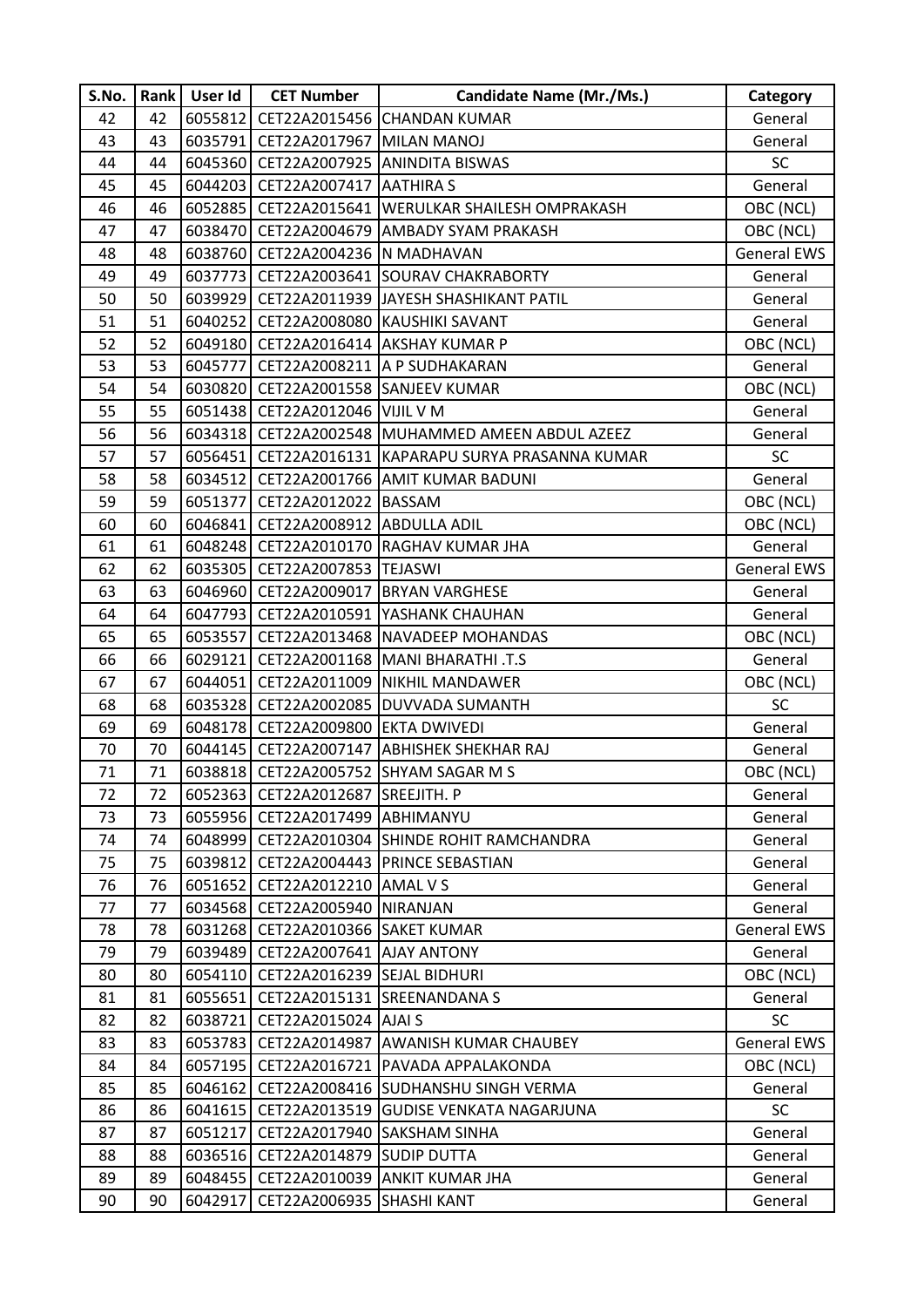| S.No. | Rank | User Id | CET Number | Candidate Name (Mr./Ms.) | Category |
|---|---|---|---|---|---|
| 42 | 42 | 6055812 | CET22A2015456 | CHANDAN KUMAR | General |
| 43 | 43 | 6035791 | CET22A2017967 | MILAN MANOJ | General |
| 44 | 44 | 6045360 | CET22A2007925 | ANINDITA BISWAS | SC |
| 45 | 45 | 6044203 | CET22A2007417 | AATHIRA S | General |
| 46 | 46 | 6052885 | CET22A2015641 | WERULKAR SHAILESH OMPRAKASH | OBC (NCL) |
| 47 | 47 | 6038470 | CET22A2004679 | AMBADY SYAM PRAKASH | OBC (NCL) |
| 48 | 48 | 6038760 | CET22A2004236 | N MADHAVAN | General EWS |
| 49 | 49 | 6037773 | CET22A2003641 | SOURAV CHAKRABORTY | General |
| 50 | 50 | 6039929 | CET22A2011939 | JAYESH SHASHIKANT PATIL | General |
| 51 | 51 | 6040252 | CET22A2008080 | KAUSHIKI SAVANT | General |
| 52 | 52 | 6049180 | CET22A2016414 | AKSHAY KUMAR P | OBC (NCL) |
| 53 | 53 | 6045777 | CET22A2008211 | A P SUDHAKARAN | General |
| 54 | 54 | 6030820 | CET22A2001558 | SANJEEV KUMAR | OBC (NCL) |
| 55 | 55 | 6051438 | CET22A2012046 | VIJIL V M | General |
| 56 | 56 | 6034318 | CET22A2002548 | MUHAMMED AMEEN ABDUL AZEEZ | General |
| 57 | 57 | 6056451 | CET22A2016131 | KAPARAPU SURYA PRASANNA KUMAR | SC |
| 58 | 58 | 6034512 | CET22A2001766 | AMIT KUMAR BADUNI | General |
| 59 | 59 | 6051377 | CET22A2012022 | BASSAM | OBC (NCL) |
| 60 | 60 | 6046841 | CET22A2008912 | ABDULLA ADIL | OBC (NCL) |
| 61 | 61 | 6048248 | CET22A2010170 | RAGHAV KUMAR JHA | General |
| 62 | 62 | 6035305 | CET22A2007853 | TEJASWI | General EWS |
| 63 | 63 | 6046960 | CET22A2009017 | BRYAN VARGHESE | General |
| 64 | 64 | 6047793 | CET22A2010591 | YASHANK CHAUHAN | General |
| 65 | 65 | 6053557 | CET22A2013468 | NAVADEEP MOHANDAS | OBC (NCL) |
| 66 | 66 | 6029121 | CET22A2001168 | MANI BHARATHI .T.S | General |
| 67 | 67 | 6044051 | CET22A2011009 | NIKHIL MANDAWER | OBC (NCL) |
| 68 | 68 | 6035328 | CET22A2002085 | DUVVADA SUMANTH | SC |
| 69 | 69 | 6048178 | CET22A2009800 | EKTA DWIVEDI | General |
| 70 | 70 | 6044145 | CET22A2007147 | ABHISHEK SHEKHAR RAJ | General |
| 71 | 71 | 6038818 | CET22A2005752 | SHYAM SAGAR M S | OBC (NCL) |
| 72 | 72 | 6052363 | CET22A2012687 | SREEJITH. P | General |
| 73 | 73 | 6055956 | CET22A2017499 | ABHIMANYU | General |
| 74 | 74 | 6048999 | CET22A2010304 | SHINDE ROHIT RAMCHANDRA | General |
| 75 | 75 | 6039812 | CET22A2004443 | PRINCE SEBASTIAN | General |
| 76 | 76 | 6051652 | CET22A2012210 | AMAL V S | General |
| 77 | 77 | 6034568 | CET22A2005940 | NIRANJAN | General |
| 78 | 78 | 6031268 | CET22A2010366 | SAKET KUMAR | General EWS |
| 79 | 79 | 6039489 | CET22A2007641 | AJAY ANTONY | General |
| 80 | 80 | 6054110 | CET22A2016239 | SEJAL BIDHURI | OBC (NCL) |
| 81 | 81 | 6055651 | CET22A2015131 | SREENANDANA S | General |
| 82 | 82 | 6038721 | CET22A2015024 | AJAI S | SC |
| 83 | 83 | 6053783 | CET22A2014987 | AWANISH KUMAR CHAUBEY | General EWS |
| 84 | 84 | 6057195 | CET22A2016721 | PAVADA APPALAKONDA | OBC (NCL) |
| 85 | 85 | 6046162 | CET22A2008416 | SUDHANSHU SINGH VERMA | General |
| 86 | 86 | 6041615 | CET22A2013519 | GUDISE VENKATA NAGARJUNA | SC |
| 87 | 87 | 6051217 | CET22A2017940 | SAKSHAM SINHA | General |
| 88 | 88 | 6036516 | CET22A2014879 | SUDIP DUTTA | General |
| 89 | 89 | 6048455 | CET22A2010039 | ANKIT KUMAR JHA | General |
| 90 | 90 | 6042917 | CET22A2006935 | SHASHI KANT | General |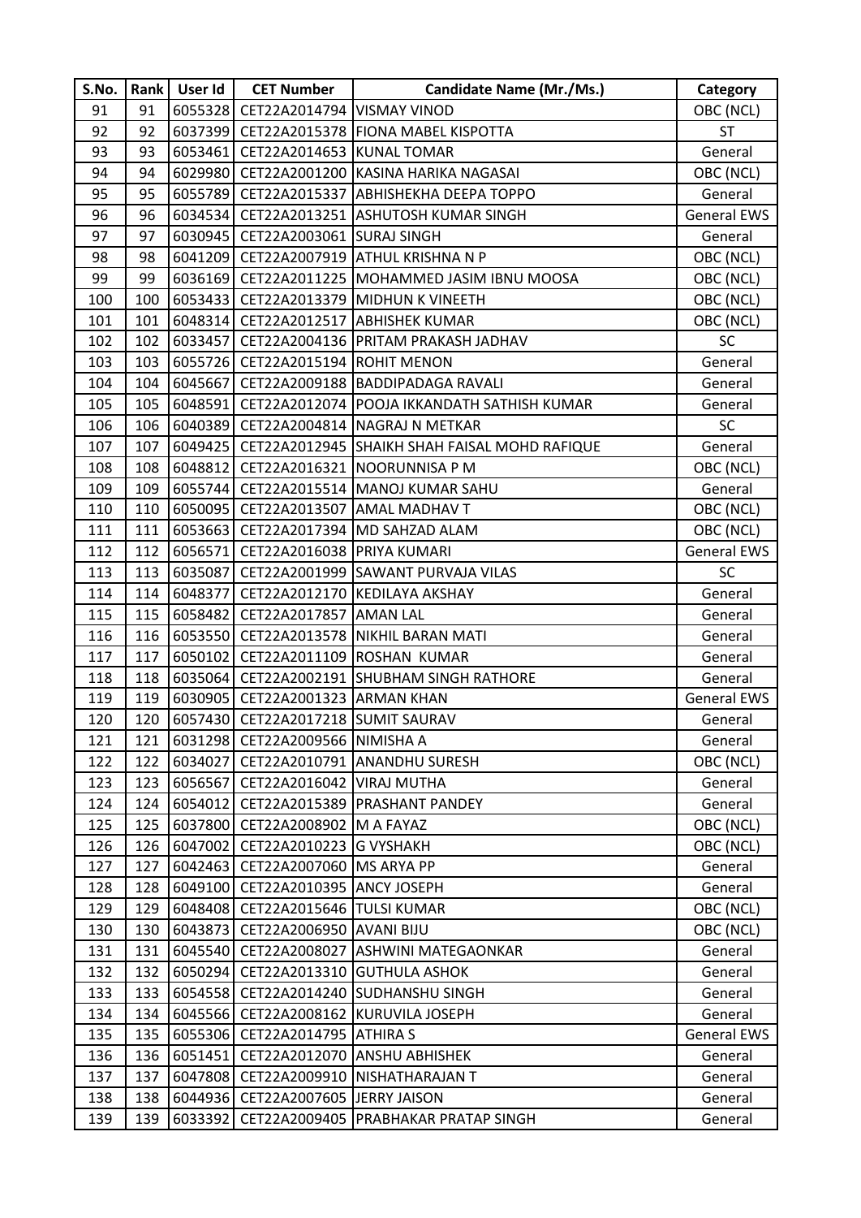| S.No. | Rank | User Id | CET Number | Candidate Name (Mr./Ms.) | Category |
|---|---|---|---|---|---|
| 91 | 91 | 6055328 | CET22A2014794 | VISMAY VINOD | OBC (NCL) |
| 92 | 92 | 6037399 | CET22A2015378 | FIONA MABEL KISPOTTA | ST |
| 93 | 93 | 6053461 | CET22A2014653 | KUNAL TOMAR | General |
| 94 | 94 | 6029980 | CET22A2001200 | KASINA HARIKA NAGASAI | OBC (NCL) |
| 95 | 95 | 6055789 | CET22A2015337 | ABHISHEKHA DEEPA TOPPO | General |
| 96 | 96 | 6034534 | CET22A2013251 | ASHUTOSH KUMAR SINGH | General EWS |
| 97 | 97 | 6030945 | CET22A2003061 | SURAJ SINGH | General |
| 98 | 98 | 6041209 | CET22A2007919 | ATHUL KRISHNA N P | OBC (NCL) |
| 99 | 99 | 6036169 | CET22A2011225 | MOHAMMED JASIM IBNU MOOSA | OBC (NCL) |
| 100 | 100 | 6053433 | CET22A2013379 | MIDHUN K VINEETH | OBC (NCL) |
| 101 | 101 | 6048314 | CET22A2012517 | ABHISHEK KUMAR | OBC (NCL) |
| 102 | 102 | 6033457 | CET22A2004136 | PRITAM PRAKASH JADHAV | SC |
| 103 | 103 | 6055726 | CET22A2015194 | ROHIT MENON | General |
| 104 | 104 | 6045667 | CET22A2009188 | BADDIPADAGA RAVALI | General |
| 105 | 105 | 6048591 | CET22A2012074 | POOJA IKKANDATH SATHISH KUMAR | General |
| 106 | 106 | 6040389 | CET22A2004814 | NAGRAJ N METKAR | SC |
| 107 | 107 | 6049425 | CET22A2012945 | SHAIKH SHAH FAISAL MOHD RAFIQUE | General |
| 108 | 108 | 6048812 | CET22A2016321 | NOORUNNISA P M | OBC (NCL) |
| 109 | 109 | 6055744 | CET22A2015514 | MANOJ KUMAR SAHU | General |
| 110 | 110 | 6050095 | CET22A2013507 | AMAL MADHAV T | OBC (NCL) |
| 111 | 111 | 6053663 | CET22A2017394 | MD SAHZAD ALAM | OBC (NCL) |
| 112 | 112 | 6056571 | CET22A2016038 | PRIYA KUMARI | General EWS |
| 113 | 113 | 6035087 | CET22A2001999 | SAWANT PURVAJA VILAS | SC |
| 114 | 114 | 6048377 | CET22A2012170 | KEDILAYA AKSHAY | General |
| 115 | 115 | 6058482 | CET22A2017857 | AMAN LAL | General |
| 116 | 116 | 6053550 | CET22A2013578 | NIKHIL BARAN MATI | General |
| 117 | 117 | 6050102 | CET22A2011109 | ROSHAN KUMAR | General |
| 118 | 118 | 6035064 | CET22A2002191 | SHUBHAM SINGH RATHORE | General |
| 119 | 119 | 6030905 | CET22A2001323 | ARMAN KHAN | General EWS |
| 120 | 120 | 6057430 | CET22A2017218 | SUMIT SAURAV | General |
| 121 | 121 | 6031298 | CET22A2009566 | NIMISHA A | General |
| 122 | 122 | 6034027 | CET22A2010791 | ANANDHU SURESH | OBC (NCL) |
| 123 | 123 | 6056567 | CET22A2016042 | VIRAJ MUTHA | General |
| 124 | 124 | 6054012 | CET22A2015389 | PRASHANT PANDEY | General |
| 125 | 125 | 6037800 | CET22A2008902 | M A FAYAZ | OBC (NCL) |
| 126 | 126 | 6047002 | CET22A2010223 | G VYSHAKH | OBC (NCL) |
| 127 | 127 | 6042463 | CET22A2007060 | MS ARYA PP | General |
| 128 | 128 | 6049100 | CET22A2010395 | ANCY JOSEPH | General |
| 129 | 129 | 6048408 | CET22A2015646 | TULSI KUMAR | OBC (NCL) |
| 130 | 130 | 6043873 | CET22A2006950 | AVANI BIJU | OBC (NCL) |
| 131 | 131 | 6045540 | CET22A2008027 | ASHWINI MATEGAONKAR | General |
| 132 | 132 | 6050294 | CET22A2013310 | GUTHULA ASHOK | General |
| 133 | 133 | 6054558 | CET22A2014240 | SUDHANSHU SINGH | General |
| 134 | 134 | 6045566 | CET22A2008162 | KURUVILA JOSEPH | General |
| 135 | 135 | 6055306 | CET22A2014795 | ATHIRA S | General EWS |
| 136 | 136 | 6051451 | CET22A2012070 | ANSHU ABHISHEK | General |
| 137 | 137 | 6047808 | CET22A2009910 | NISHATHARAJAN T | General |
| 138 | 138 | 6044936 | CET22A2007605 | JERRY JAISON | General |
| 139 | 139 | 6033392 | CET22A2009405 | PRABHAKAR PRATAP SINGH | General |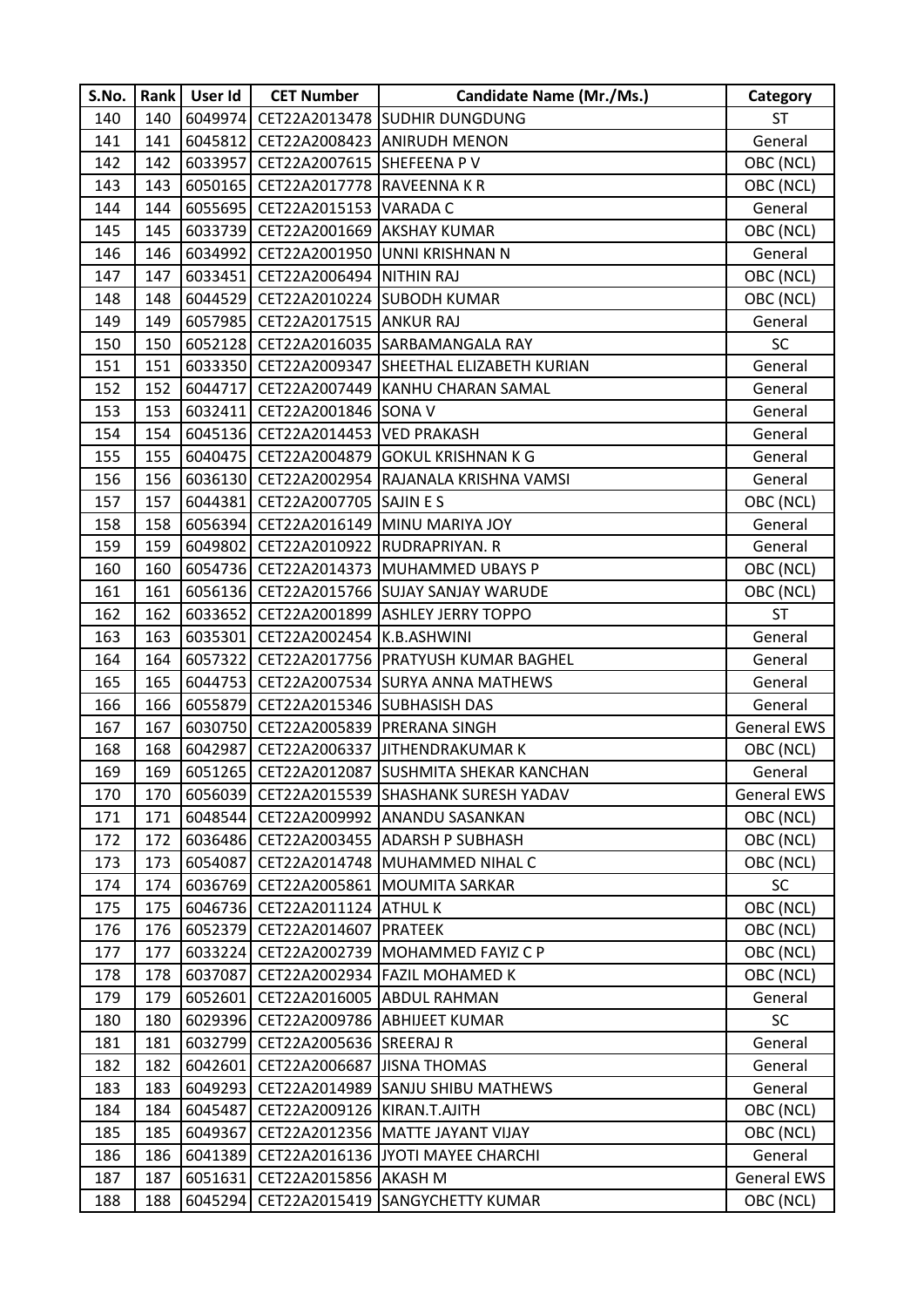| S.No. | Rank | User Id | CET Number | Candidate Name (Mr./Ms.) | Category |
|---|---|---|---|---|---|
| 140 | 140 | 6049974 | CET22A2013478 | SUDHIR DUNGDUNG | ST |
| 141 | 141 | 6045812 | CET22A2008423 | ANIRUDH MENON | General |
| 142 | 142 | 6033957 | CET22A2007615 | SHEFEENA P V | OBC (NCL) |
| 143 | 143 | 6050165 | CET22A2017778 | RAVEENNA K R | OBC (NCL) |
| 144 | 144 | 6055695 | CET22A2015153 | VARADA C | General |
| 145 | 145 | 6033739 | CET22A2001669 | AKSHAY KUMAR | OBC (NCL) |
| 146 | 146 | 6034992 | CET22A2001950 | UNNI KRISHNAN N | General |
| 147 | 147 | 6033451 | CET22A2006494 | NITHIN RAJ | OBC (NCL) |
| 148 | 148 | 6044529 | CET22A2010224 | SUBODH KUMAR | OBC (NCL) |
| 149 | 149 | 6057985 | CET22A2017515 | ANKUR RAJ | General |
| 150 | 150 | 6052128 | CET22A2016035 | SARBAMANGALA RAY | SC |
| 151 | 151 | 6033350 | CET22A2009347 | SHEETHAL ELIZABETH KURIAN | General |
| 152 | 152 | 6044717 | CET22A2007449 | KANHU CHARAN SAMAL | General |
| 153 | 153 | 6032411 | CET22A2001846 | SONA V | General |
| 154 | 154 | 6045136 | CET22A2014453 | VED PRAKASH | General |
| 155 | 155 | 6040475 | CET22A2004879 | GOKUL KRISHNAN K G | General |
| 156 | 156 | 6036130 | CET22A2002954 | RAJANALA KRISHNA VAMSI | General |
| 157 | 157 | 6044381 | CET22A2007705 | SAJIN E S | OBC (NCL) |
| 158 | 158 | 6056394 | CET22A2016149 | MINU MARIYA JOY | General |
| 159 | 159 | 6049802 | CET22A2010922 | RUDRAPRIYAN. R | General |
| 160 | 160 | 6054736 | CET22A2014373 | MUHAMMED UBAYS P | OBC (NCL) |
| 161 | 161 | 6056136 | CET22A2015766 | SUJAY SANJAY WARUDE | OBC (NCL) |
| 162 | 162 | 6033652 | CET22A2001899 | ASHLEY JERRY TOPPO | ST |
| 163 | 163 | 6035301 | CET22A2002454 | K.B.ASHWINI | General |
| 164 | 164 | 6057322 | CET22A2017756 | PRATYUSH KUMAR BAGHEL | General |
| 165 | 165 | 6044753 | CET22A2007534 | SURYA ANNA MATHEWS | General |
| 166 | 166 | 6055879 | CET22A2015346 | SUBHASISH DAS | General |
| 167 | 167 | 6030750 | CET22A2005839 | PRERANA SINGH | General EWS |
| 168 | 168 | 6042987 | CET22A2006337 | JITHENDRAKUMAR K | OBC (NCL) |
| 169 | 169 | 6051265 | CET22A2012087 | SUSHMITA SHEKAR KANCHAN | General |
| 170 | 170 | 6056039 | CET22A2015539 | SHASHANK SURESH YADAV | General EWS |
| 171 | 171 | 6048544 | CET22A2009992 | ANANDU SASANKAN | OBC (NCL) |
| 172 | 172 | 6036486 | CET22A2003455 | ADARSH P SUBHASH | OBC (NCL) |
| 173 | 173 | 6054087 | CET22A2014748 | MUHAMMED NIHAL C | OBC (NCL) |
| 174 | 174 | 6036769 | CET22A2005861 | MOUMITA SARKAR | SC |
| 175 | 175 | 6046736 | CET22A2011124 | ATHUL K | OBC (NCL) |
| 176 | 176 | 6052379 | CET22A2014607 | PRATEEK | OBC (NCL) |
| 177 | 177 | 6033224 | CET22A2002739 | MOHAMMED FAYIZ C P | OBC (NCL) |
| 178 | 178 | 6037087 | CET22A2002934 | FAZIL MOHAMED K | OBC (NCL) |
| 179 | 179 | 6052601 | CET22A2016005 | ABDUL RAHMAN | General |
| 180 | 180 | 6029396 | CET22A2009786 | ABHIJEET KUMAR | SC |
| 181 | 181 | 6032799 | CET22A2005636 | SREERAJ R | General |
| 182 | 182 | 6042601 | CET22A2006687 | JISNA THOMAS | General |
| 183 | 183 | 6049293 | CET22A2014989 | SANJU SHIBU MATHEWS | General |
| 184 | 184 | 6045487 | CET22A2009126 | KIRAN.T.AJITH | OBC (NCL) |
| 185 | 185 | 6049367 | CET22A2012356 | MATTE JAYANT VIJAY | OBC (NCL) |
| 186 | 186 | 6041389 | CET22A2016136 | JYOTI MAYEE CHARCHI | General |
| 187 | 187 | 6051631 | CET22A2015856 | AKASH M | General EWS |
| 188 | 188 | 6045294 | CET22A2015419 | SANGYCHETTY KUMAR | OBC (NCL) |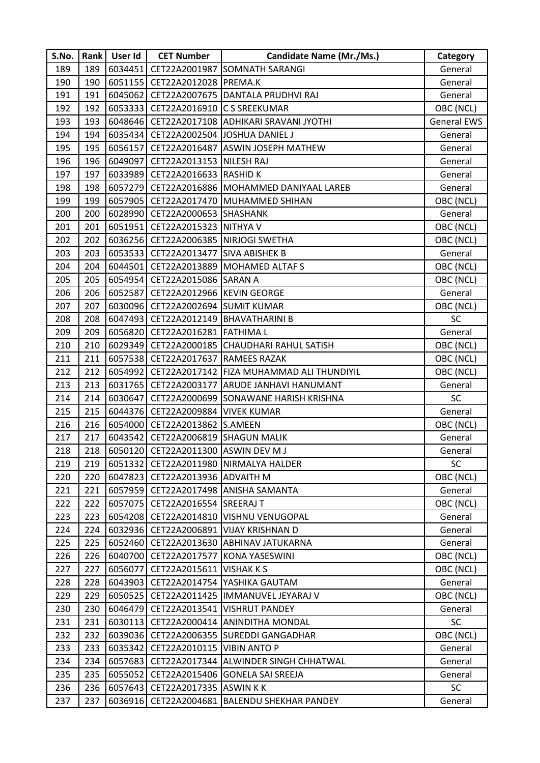| S.No. | Rank | User Id | CET Number | Candidate Name (Mr./Ms.) | Category |
|---|---|---|---|---|---|
| 189 | 189 | 6034451 | CET22A2001987 | SOMNATH SARANGI | General |
| 190 | 190 | 6051155 | CET22A2012028 | PREMA.K | General |
| 191 | 191 | 6045062 | CET22A2007675 | DANTALA PRUDHVI RAJ | General |
| 192 | 192 | 6053333 | CET22A2016910 | C S SREEKUMAR | OBC (NCL) |
| 193 | 193 | 6048646 | CET22A2017108 | ADHIKARI SRAVANI JYOTHI | General EWS |
| 194 | 194 | 6035434 | CET22A2002504 | JOSHUA DANIEL J | General |
| 195 | 195 | 6056157 | CET22A2016487 | ASWIN JOSEPH MATHEW | General |
| 196 | 196 | 6049097 | CET22A2013153 | NILESH RAJ | General |
| 197 | 197 | 6033989 | CET22A2016633 | RASHID K | General |
| 198 | 198 | 6057279 | CET22A2016886 | MOHAMMED DANIYAAL LAREB | General |
| 199 | 199 | 6057905 | CET22A2017470 | MUHAMMED SHIHAN | OBC (NCL) |
| 200 | 200 | 6028990 | CET22A2000653 | SHASHANK | General |
| 201 | 201 | 6051951 | CET22A2015323 | NITHYA V | OBC (NCL) |
| 202 | 202 | 6036256 | CET22A2006385 | NIRJOGI SWETHA | OBC (NCL) |
| 203 | 203 | 6053533 | CET22A2013477 | SIVA ABISHEK B | General |
| 204 | 204 | 6044501 | CET22A2013889 | MOHAMED ALTAF S | OBC (NCL) |
| 205 | 205 | 6054954 | CET22A2015086 | SARAN A | OBC (NCL) |
| 206 | 206 | 6052587 | CET22A2012966 | KEVIN GEORGE | General |
| 207 | 207 | 6030096 | CET22A2002694 | SUMIT KUMAR | OBC (NCL) |
| 208 | 208 | 6047493 | CET22A2012149 | BHAVATHARINI B | SC |
| 209 | 209 | 6056820 | CET22A2016281 | FATHIMA L | General |
| 210 | 210 | 6029349 | CET22A2000185 | CHAUDHARI RAHUL SATISH | OBC (NCL) |
| 211 | 211 | 6057538 | CET22A2017637 | RAMEES RAZAK | OBC (NCL) |
| 212 | 212 | 6054992 | CET22A2017142 | FIZA MUHAMMAD ALI THUNDIYIL | OBC (NCL) |
| 213 | 213 | 6031765 | CET22A2003177 | ARUDE JANHAVI HANUMANT | General |
| 214 | 214 | 6030647 | CET22A2000699 | SONAWANE HARISH KRISHNA | SC |
| 215 | 215 | 6044376 | CET22A2009884 | VIVEK KUMAR | General |
| 216 | 216 | 6054000 | CET22A2013862 | S.AMEEN | OBC (NCL) |
| 217 | 217 | 6043542 | CET22A2006819 | SHAGUN MALIK | General |
| 218 | 218 | 6050120 | CET22A2011300 | ASWIN DEV M J | General |
| 219 | 219 | 6051332 | CET22A2011980 | NIRMALYA HALDER | SC |
| 220 | 220 | 6047823 | CET22A2013936 | ADVAITH M | OBC (NCL) |
| 221 | 221 | 6057959 | CET22A2017498 | ANISHA SAMANTA | General |
| 222 | 222 | 6057075 | CET22A2016554 | SREERAJ T | OBC (NCL) |
| 223 | 223 | 6054208 | CET22A2014810 | VISHNU VENUGOPAL | General |
| 224 | 224 | 6032936 | CET22A2006891 | VIJAY KRISHNAN D | General |
| 225 | 225 | 6052460 | CET22A2013630 | ABHINAV JATUKARNA | General |
| 226 | 226 | 6040700 | CET22A2017577 | KONA YASESWINI | OBC (NCL) |
| 227 | 227 | 6056077 | CET22A2015611 | VISHAK K S | OBC (NCL) |
| 228 | 228 | 6043903 | CET22A2014754 | YASHIKA GAUTAM | General |
| 229 | 229 | 6050525 | CET22A2011425 | IMMANUVEL JEYARAJ V | OBC (NCL) |
| 230 | 230 | 6046479 | CET22A2013541 | VISHRUT PANDEY | General |
| 231 | 231 | 6030113 | CET22A2000414 | ANINDITHA MONDAL | SC |
| 232 | 232 | 6039036 | CET22A2006355 | SUREDDI GANGADHAR | OBC (NCL) |
| 233 | 233 | 6035342 | CET22A2010115 | VIBIN ANTO P | General |
| 234 | 234 | 6057683 | CET22A2017344 | ALWINDER SINGH CHHATWAL | General |
| 235 | 235 | 6055052 | CET22A2015406 | GONELA SAI SREEJA | General |
| 236 | 236 | 6057643 | CET22A2017335 | ASWIN K K | SC |
| 237 | 237 | 6036916 | CET22A2004681 | BALENDU SHEKHAR PANDEY | General |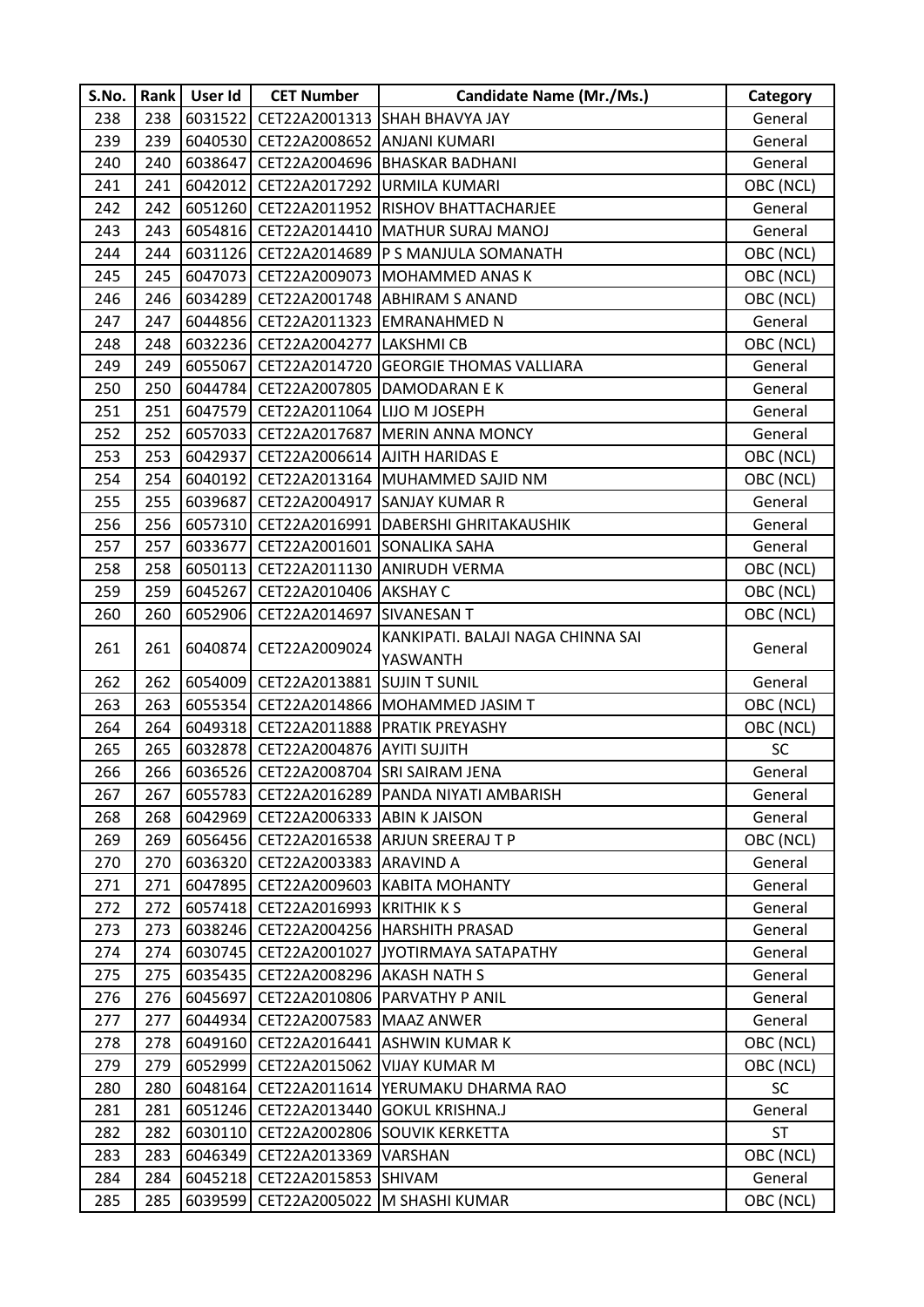| S.No. | Rank | User Id | CET Number | Candidate Name (Mr./Ms.) | Category |
|---|---|---|---|---|---|
| 238 | 238 | 6031522 | CET22A2001313 | SHAH BHAVYA JAY | General |
| 239 | 239 | 6040530 | CET22A2008652 | ANJANI KUMARI | General |
| 240 | 240 | 6038647 | CET22A2004696 | BHASKAR BADHANI | General |
| 241 | 241 | 6042012 | CET22A2017292 | URMILA KUMARI | OBC (NCL) |
| 242 | 242 | 6051260 | CET22A2011952 | RISHOV BHATTACHARJEE | General |
| 243 | 243 | 6054816 | CET22A2014410 | MATHUR SURAJ MANOJ | General |
| 244 | 244 | 6031126 | CET22A2014689 | P S MANJULA SOMANATH | OBC (NCL) |
| 245 | 245 | 6047073 | CET22A2009073 | MOHAMMED ANAS K | OBC (NCL) |
| 246 | 246 | 6034289 | CET22A2001748 | ABHIRAM S ANAND | OBC (NCL) |
| 247 | 247 | 6044856 | CET22A2011323 | EMRANAHMED N | General |
| 248 | 248 | 6032236 | CET22A2004277 | LAKSHMI CB | OBC (NCL) |
| 249 | 249 | 6055067 | CET22A2014720 | GEORGIE THOMAS VALLIARA | General |
| 250 | 250 | 6044784 | CET22A2007805 | DAMODARAN E K | General |
| 251 | 251 | 6047579 | CET22A2011064 | LIJO M JOSEPH | General |
| 252 | 252 | 6057033 | CET22A2017687 | MERIN ANNA MONCY | General |
| 253 | 253 | 6042937 | CET22A2006614 | AJITH HARIDAS E | OBC (NCL) |
| 254 | 254 | 6040192 | CET22A2013164 | MUHAMMED SAJID NM | OBC (NCL) |
| 255 | 255 | 6039687 | CET22A2004917 | SANJAY KUMAR R | General |
| 256 | 256 | 6057310 | CET22A2016991 | DABERSHI GHRITAKAUSHIK | General |
| 257 | 257 | 6033677 | CET22A2001601 | SONALIKA SAHA | General |
| 258 | 258 | 6050113 | CET22A2011130 | ANIRUDH VERMA | OBC (NCL) |
| 259 | 259 | 6045267 | CET22A2010406 | AKSHAY C | OBC (NCL) |
| 260 | 260 | 6052906 | CET22A2014697 | SIVANESAN T | OBC (NCL) |
| 261 | 261 | 6040874 | CET22A2009024 | KANKIPATI. BALAJI NAGA CHINNA SAI YASWANTH | General |
| 262 | 262 | 6054009 | CET22A2013881 | SUJIN T SUNIL | General |
| 263 | 263 | 6055354 | CET22A2014866 | MOHAMMED JASIM T | OBC (NCL) |
| 264 | 264 | 6049318 | CET22A2011888 | PRATIK PREYASHY | OBC (NCL) |
| 265 | 265 | 6032878 | CET22A2004876 | AYITI SUJITH | SC |
| 266 | 266 | 6036526 | CET22A2008704 | SRI SAIRAM JENA | General |
| 267 | 267 | 6055783 | CET22A2016289 | PANDA NIYATI AMBARISH | General |
| 268 | 268 | 6042969 | CET22A2006333 | ABIN K JAISON | General |
| 269 | 269 | 6056456 | CET22A2016538 | ARJUN SREERAJ T P | OBC (NCL) |
| 270 | 270 | 6036320 | CET22A2003383 | ARAVIND A | General |
| 271 | 271 | 6047895 | CET22A2009603 | KABITA MOHANTY | General |
| 272 | 272 | 6057418 | CET22A2016993 | KRITHIK K S | General |
| 273 | 273 | 6038246 | CET22A2004256 | HARSHITH PRASAD | General |
| 274 | 274 | 6030745 | CET22A2001027 | JYOTIRMAYA SATAPATHY | General |
| 275 | 275 | 6035435 | CET22A2008296 | AKASH NATH S | General |
| 276 | 276 | 6045697 | CET22A2010806 | PARVATHY P ANIL | General |
| 277 | 277 | 6044934 | CET22A2007583 | MAAZ ANWER | General |
| 278 | 278 | 6049160 | CET22A2016441 | ASHWIN KUMAR K | OBC (NCL) |
| 279 | 279 | 6052999 | CET22A2015062 | VIJAY KUMAR M | OBC (NCL) |
| 280 | 280 | 6048164 | CET22A2011614 | YERUMAKU DHARMA RAO | SC |
| 281 | 281 | 6051246 | CET22A2013440 | GOKUL KRISHNA.J | General |
| 282 | 282 | 6030110 | CET22A2002806 | SOUVIK KERKETTA | ST |
| 283 | 283 | 6046349 | CET22A2013369 | VARSHAN | OBC (NCL) |
| 284 | 284 | 6045218 | CET22A2015853 | SHIVAM | General |
| 285 | 285 | 6039599 | CET22A2005022 | M SHASHI KUMAR | OBC (NCL) |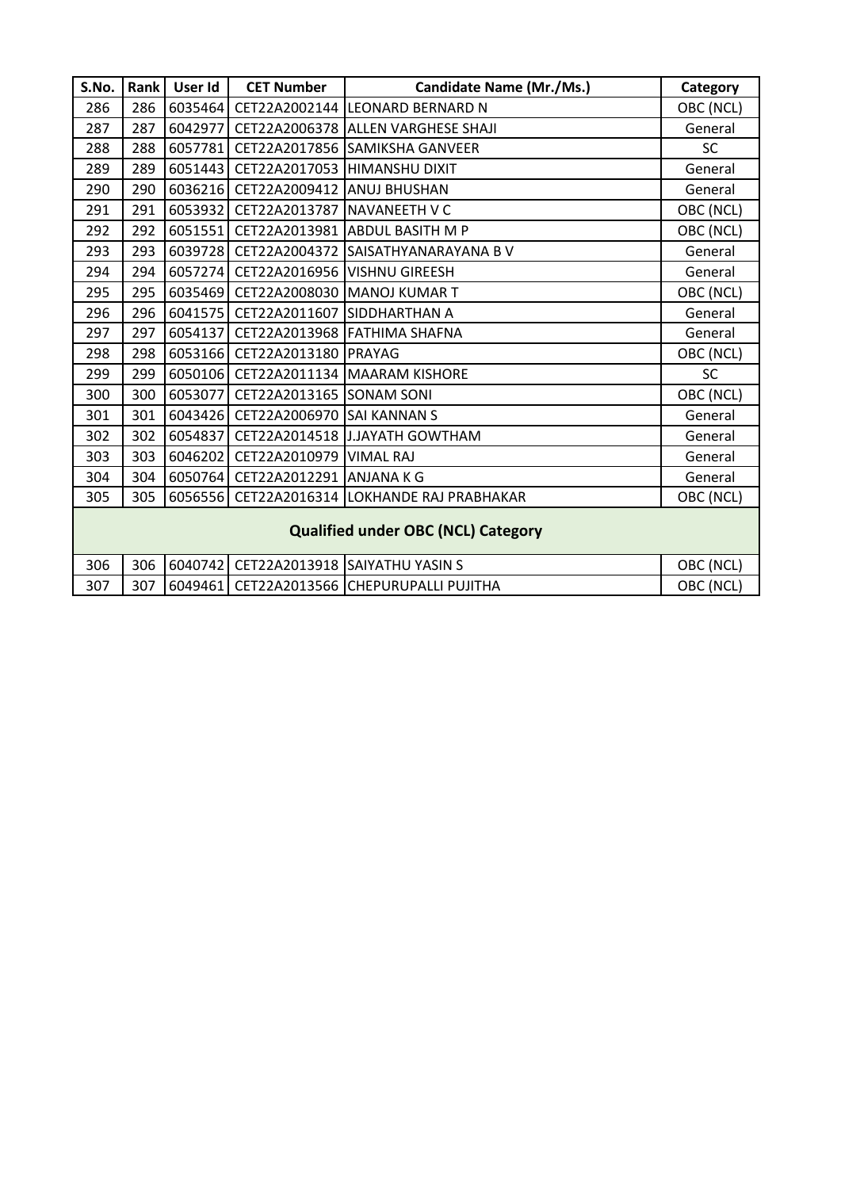| S.No. | Rank | User Id | CET Number | Candidate Name (Mr./Ms.) | Category |
|---|---|---|---|---|---|
| 286 | 286 | 6035464 | CET22A2002144 | LEONARD BERNARD N | OBC (NCL) |
| 287 | 287 | 6042977 | CET22A2006378 | ALLEN VARGHESE SHAJI | General |
| 288 | 288 | 6057781 | CET22A2017856 | SAMIKSHA GANVEER | SC |
| 289 | 289 | 6051443 | CET22A2017053 | HIMANSHU DIXIT | General |
| 290 | 290 | 6036216 | CET22A2009412 | ANUJ BHUSHAN | General |
| 291 | 291 | 6053932 | CET22A2013787 | NAVANEETH V C | OBC (NCL) |
| 292 | 292 | 6051551 | CET22A2013981 | ABDUL BASITH M P | OBC (NCL) |
| 293 | 293 | 6039728 | CET22A2004372 | SAISATHYANARAYANA B V | General |
| 294 | 294 | 6057274 | CET22A2016956 | VISHNU GIREESH | General |
| 295 | 295 | 6035469 | CET22A2008030 | MANOJ KUMAR T | OBC (NCL) |
| 296 | 296 | 6041575 | CET22A2011607 | SIDDHARTHAN A | General |
| 297 | 297 | 6054137 | CET22A2013968 | FATHIMA SHAFNA | General |
| 298 | 298 | 6053166 | CET22A2013180 | PRAYAG | OBC (NCL) |
| 299 | 299 | 6050106 | CET22A2011134 | MAARAM KISHORE | SC |
| 300 | 300 | 6053077 | CET22A2013165 | SONAM SONI | OBC (NCL) |
| 301 | 301 | 6043426 | CET22A2006970 | SAI KANNAN S | General |
| 302 | 302 | 6054837 | CET22A2014518 | J.JAYATH GOWTHAM | General |
| 303 | 303 | 6046202 | CET22A2010979 | VIMAL RAJ | General |
| 304 | 304 | 6050764 | CET22A2012291 | ANJANA K G | General |
| 305 | 305 | 6056556 | CET22A2016314 | LOKHANDE RAJ PRABHAKAR | OBC (NCL) |
| **Qualified under OBC (NCL) Category** | | | | | |
| 306 | 306 | 6040742 | CET22A2013918 | SAIYATHU YASIN S | OBC (NCL) |
| 307 | 307 | 6049461 | CET22A2013566 | CHEPURUPALLI PUJITHA | OBC (NCL) |